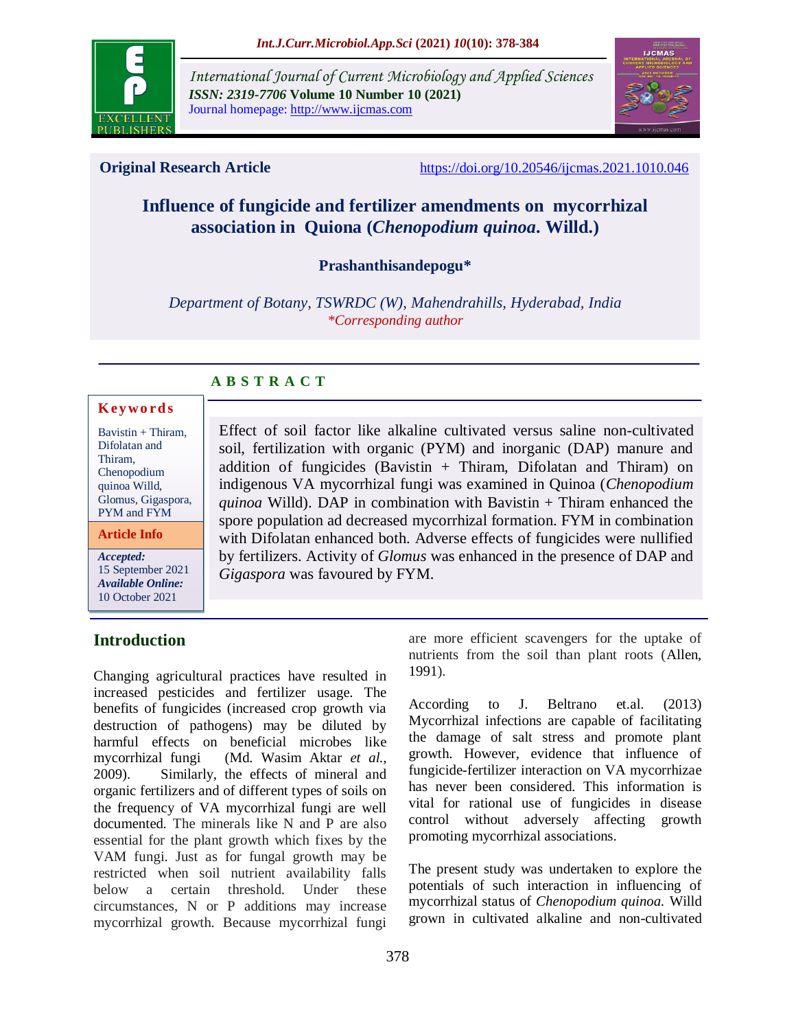Original Research Article

https://doi.org/10.20546/ijcmas.2021.1010.046

# Influence of fungicide and fertilizer amendments on mycorrhizal association in Quiona (*Chenopodium quinoa*. Willd.)

**Prashanthisandepogu***

*Department of Botany, TSWRDC (W), Mahendrahills, Hyderabad, India*

*\*Corresponding author*

**Keywords**

Bavistin + Thiram, Difolatan and Thiram, Chenopodium quinoa Willd, Glomus, Gigaspora, PYM and FYM

**Article Info**

*Accepted:* 15 September 2021

*Available Online:* 10 October 2021

## A B S T R A C T

Effect of soil factor like alkaline cultivated versus saline non-cultivated soil, fertilization with organic (PYM) and inorganic (DAP) manure and addition of fungicides (Bavistin + Thiram, Difolatan and Thiram) on indigenous VA mycorrhizal fungi was examined in Quinoa (*Chenopodium quinoa* Willd). DAP in combination with Bavistin + Thiram enhanced the spore population ad decreased mycorrhizal formation. FYM in combination with Difolatan enhanced both. Adverse effects of fungicides were nullified by fertilizers. Activity of *Glomus* was enhanced in the presence of DAP and *Gigaspora* was favoured by FYM.

## Introduction

Changing agricultural practices have resulted in increased pesticides and fertilizer usage. The benefits of fungicides (increased crop growth via destruction of pathogens) may be diluted by harmful effects on beneficial microbes like mycorrhizal fungi (Md. Wasim Aktar *et al.,* 2009). Similarly, the effects of mineral and organic fertilizers and of different types of soils on the frequency of VA mycorrhizal fungi are well documented. The minerals like N and P are also essential for the plant growth which fixes by the VAM fungi. Just as for fungal growth may be restricted when soil nutrient availability falls below a certain threshold. Under these circumstances, N or P additions may increase mycorrhizal growth. Because mycorrhizal fungi are more efficient scavengers for the uptake of nutrients from the soil than plant roots (Allen, 1991).

According to J. Beltrano et.al. (2013) Mycorrhizal infections are capable of facilitating the damage of salt stress and promote plant growth. However, evidence that influence of fungicide-fertilizer interaction on VA mycorrhizae has never been considered. This information is vital for rational use of fungicides in disease control without adversely affecting growth promoting mycorrhizal associations.

The present study was undertaken to explore the potentials of such interaction in influencing of mycorrhizal status of *Chenopodium quinoa.* Willd grown in cultivated alkaline and non-cultivated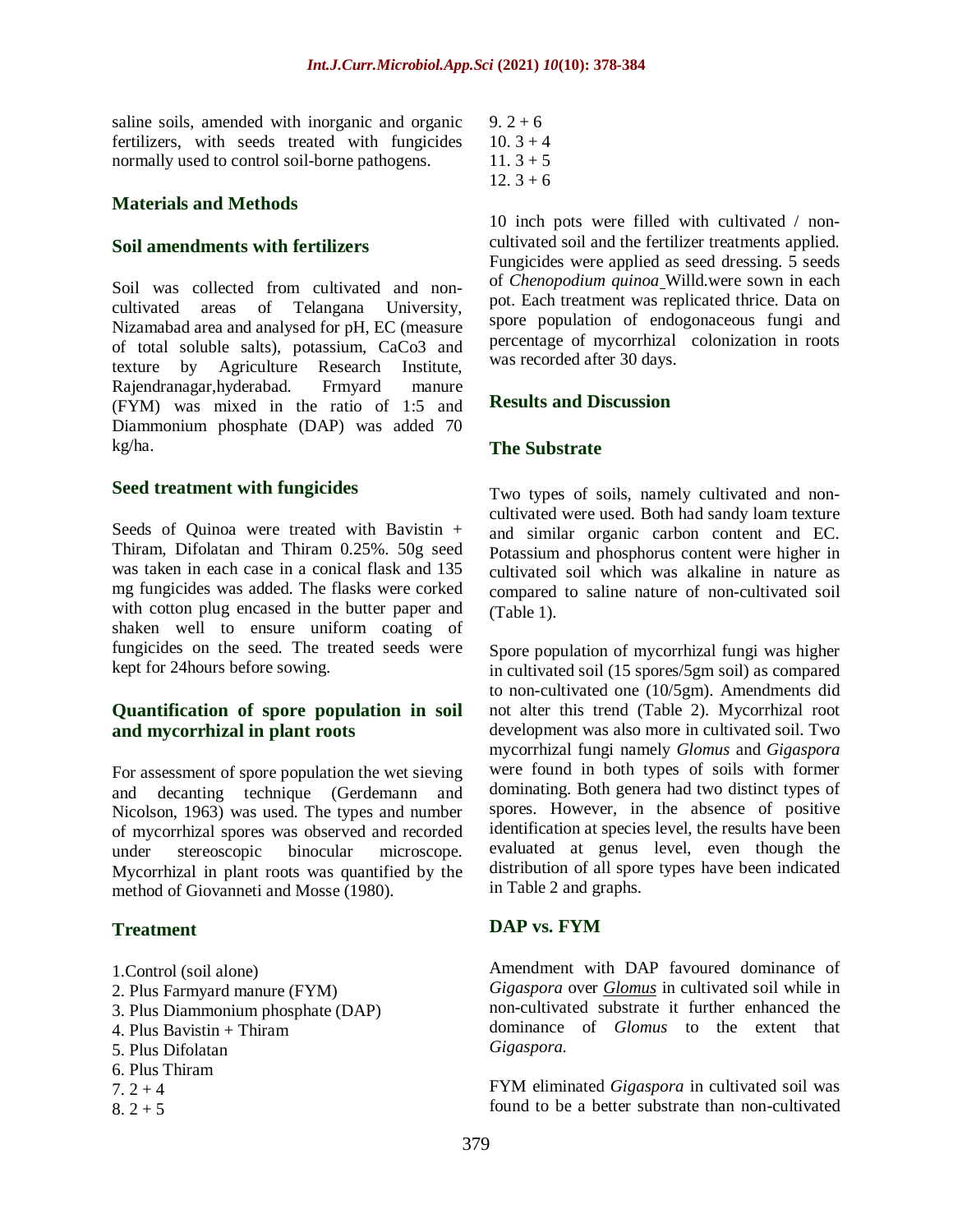saline soils, amended with inorganic and organic fertilizers, with seeds treated with fungicides normally used to control soil-borne pathogens.

## Materials and Methods

### Soil amendments with fertilizers

Soil was collected from cultivated and non-cultivated areas of Telangana University, Nizamabad area and analysed for pH, EC (measure of total soluble salts), potassium, CaCo3 and texture by Agriculture Research Institute, Rajendranagar,hyderabad. Frmyard manure (FYM) was mixed in the ratio of 1:5 and Diammonium phosphate (DAP) was added 70 kg/ha.

### Seed treatment with fungicides

Seeds of Quinoa were treated with Bavistin + Thiram, Difolatan and Thiram 0.25%. 50g seed was taken in each case in a conical flask and 135 mg fungicides was added. The flasks were corked with cotton plug encased in the butter paper and shaken well to ensure uniform coating of fungicides on the seed. The treated seeds were kept for 24hours before sowing.

### Quantification of spore population in soil and mycorrhizal in plant roots

For assessment of spore population the wet sieving and decanting technique (Gerdemann and Nicolson, 1963) was used. The types and number of mycorrhizal spores was observed and recorded under stereoscopic binocular microscope. Mycorrhizal in plant roots was quantified by the method of Giovanneti and Mosse (1980).

### Treatment

1. Control (soil alone)
2. Plus Farmyard manure (FYM)
3. Plus Diammonium phosphate (DAP)
4. Plus Bavistin + Thiram
5. Plus Difolatan
6. Plus Thiram
7. 2 + 4
8. 2 + 5
9. 2 + 6
10. 3 + 4
11. 3 + 5
12. 3 + 6

10 inch pots were filled with cultivated / non-cultivated soil and the fertilizer treatments applied. Fungicides were applied as seed dressing. 5 seeds of *Chenopodium quinoa* Willd.were sown in each pot. Each treatment was replicated thrice. Data on spore population of endogonaceous fungi and percentage of mycorrhizal colonization in roots was recorded after 30 days.

## Results and Discussion

### The Substrate

Two types of soils, namely cultivated and non-cultivated were used. Both had sandy loam texture and similar organic carbon content and EC. Potassium and phosphorus content were higher in cultivated soil which was alkaline in nature as compared to saline nature of non-cultivated soil (Table 1).

Spore population of mycorrhizal fungi was higher in cultivated soil (15 spores/5gm soil) as compared to non-cultivated one (10/5gm). Amendments did not alter this trend (Table 2). Mycorrhizal root development was also more in cultivated soil. Two mycorrhizal fungi namely *Glomus* and *Gigaspora* were found in both types of soils with former dominating. Both genera had two distinct types of spores. However, in the absence of positive identification at species level, the results have been evaluated at genus level, even though the distribution of all spore types have been indicated in Table 2 and graphs.

### DAP vs. FYM

Amendment with DAP favoured dominance of *Gigaspora* over *Glomus* in cultivated soil while in non-cultivated substrate it further enhanced the dominance of *Glomus* to the extent that *Gigaspora.*

FYM eliminated *Gigaspora* in cultivated soil was found to be a better substrate than non-cultivated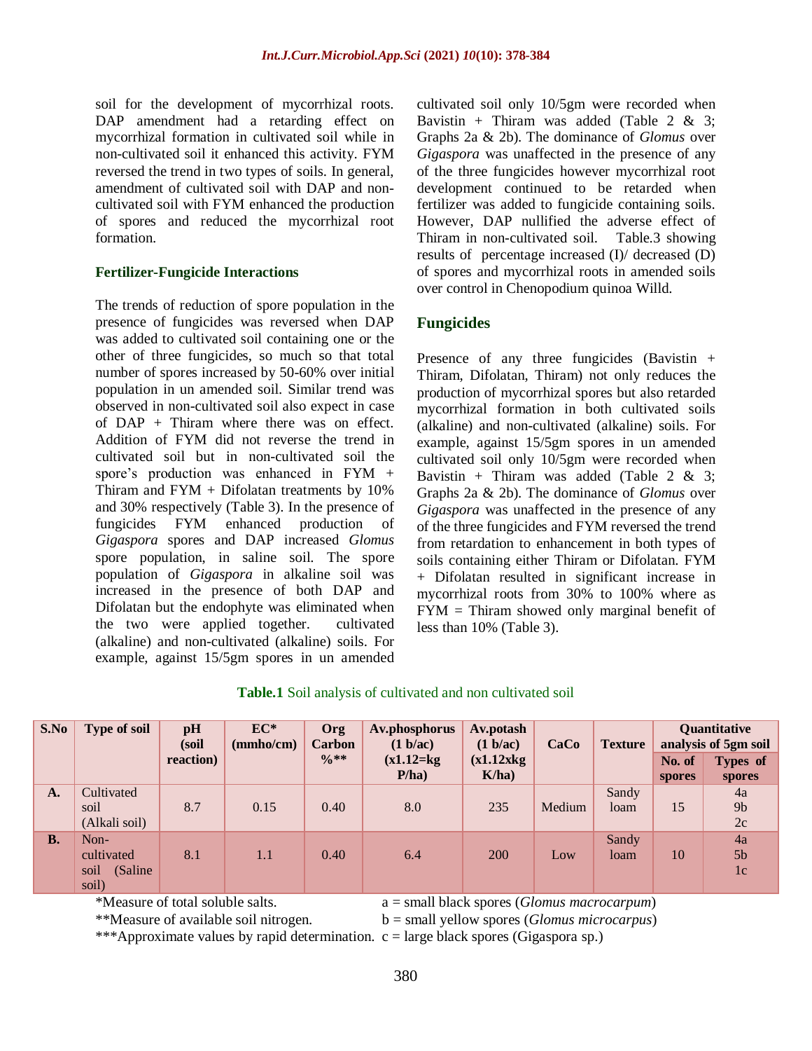soil for the development of mycorrhizal roots. DAP amendment had a retarding effect on mycorrhizal formation in cultivated soil while in non-cultivated soil it enhanced this activity. FYM reversed the trend in two types of soils. In general, amendment of cultivated soil with DAP and non-cultivated soil with FYM enhanced the production of spores and reduced the mycorrhizal root formation.

### Fertilizer-Fungicide Interactions

The trends of reduction of spore population in the presence of fungicides was reversed when DAP was added to cultivated soil containing one or the other of three fungicides, so much so that total number of spores increased by 50-60% over initial population in un amended soil. Similar trend was observed in non-cultivated soil also expect in case of DAP + Thiram where there was on effect. Addition of FYM did not reverse the trend in cultivated soil but in non-cultivated soil the spore's production was enhanced in FYM + Thiram and FYM + Difolatan treatments by 10% and 30% respectively (Table 3). In the presence of fungicides FYM enhanced production of *Gigaspora* spores and DAP increased *Glomus* spore population, in saline soil. The spore population of *Gigaspora* in alkaline soil was increased in the presence of both DAP and Difolatan but the endophyte was eliminated when the two were applied together. cultivated (alkaline) and non-cultivated (alkaline) soils. For example, against 15/5gm spores in un amended cultivated soil only 10/5gm were recorded when Bavistin + Thiram was added (Table 2 & 3; Graphs 2a & 2b). The dominance of *Glomus* over *Gigaspora* was unaffected in the presence of any of the three fungicides however mycorrhizal root development continued to be retarded when fertilizer was added to fungicide containing soils. However, DAP nullified the adverse effect of Thiram in non-cultivated soil. Table.3 showing results of percentage increased (I)/ decreased (D) of spores and mycorrhizal roots in amended soils over control in Chenopodium quinoa Willd.

### Fungicides

Presence of any three fungicides (Bavistin + Thiram, Difolatan, Thiram) not only reduces the production of mycorrhizal spores but also retarded mycorrhizal formation in both cultivated soils (alkaline) and non-cultivated (alkaline) soils. For example, against 15/5gm spores in un amended cultivated soil only 10/5gm were recorded when Bavistin + Thiram was added (Table 2 & 3; Graphs 2a & 2b). The dominance of *Glomus* over *Gigaspora* was unaffected in the presence of any of the three fungicides and FYM reversed the trend from retardation to enhancement in both types of soils containing either Thiram or Difolatan. FYM + Difolatan resulted in significant increase in mycorrhizal roots from 30% to 100% where as FYM = Thiram showed only marginal benefit of less than 10% (Table 3).

**Table.1** Soil analysis of cultivated and non cultivated soil

| S.No | Type of soil | pH (soil reaction) | EC* (mmho/cm) | Org Carbon %** | Av.phosphorus (1 b/ac) (x1.12=kg P/ha) | Av.potash (1 b/ac) (x1.12xkg K/ha) | CaCo | Texture | Quantitative analysis of 5gm soil | |
|---|---|---|---|---|---|---|---|---|---|---|
| | | | | | | | | | No. of spores | Types of spores |
| A. | Cultivated soil (Alkali soil) | 8.7 | 0.15 | 0.40 | 8.0 | 235 | Medium | Sandy loam | 15 | 4a 9b 2c |
| B. | Non-cultivated soil (Saline soil) | 8.1 | 1.1 | 0.40 | 6.4 | 200 | Low | Sandy loam | 10 | 4a 5b 1c |

*Measure of total soluble salts.
**Measure of available soil nitrogen.
***Approximate values by rapid determination.

a = small black spores (*Glomus macrocarpum*)
b = small yellow spores (*Glomus microcarpus*)
c = large black spores (Gigaspora sp.)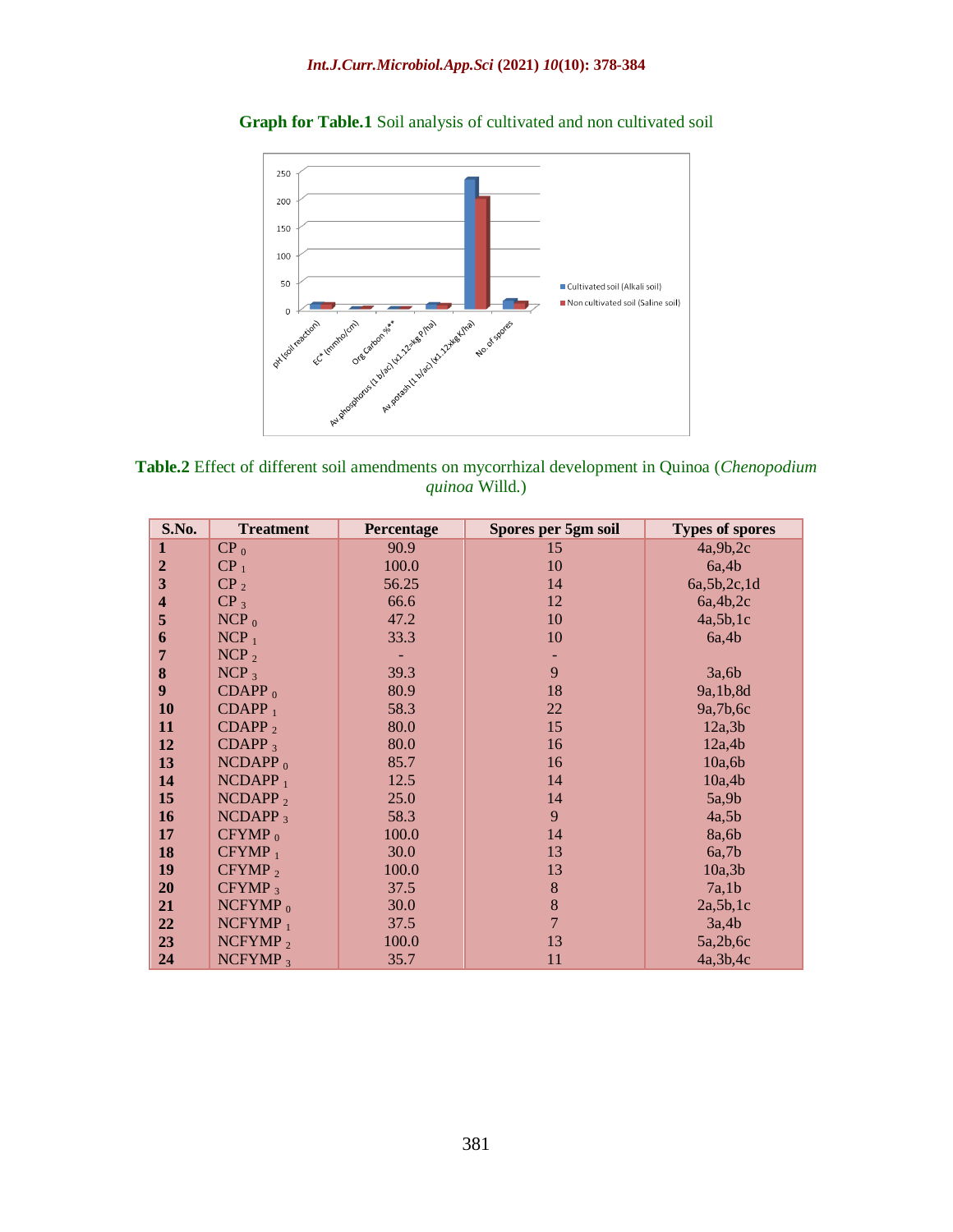**Graph for Table.1** Soil analysis of cultivated and non cultivated soil

**Table.2** Effect of different soil amendments on mycorrhizal development in Quinoa (*Chenopodium quinoa* Willd.)

| S.No. | Treatment | Percentage | Spores per 5gm soil | Types of spores |
|---|---|---|---|---|
| **1** | $CP_0$ | 90.9 | 15 | 4a,9b,2c |
| **2** | $CP_1$ | 100.0 | 10 | 6a,4b |
| **3** | $CP_2$ | 56.25 | 14 | 6a,5b,2c,1d |
| **4** | $CP_3$ | 66.6 | 12 | 6a,4b,2c |
| **5** | $NCP_0$ | 47.2 | 10 | 4a,5b,1c |
| **6** | $NCP_1$ | 33.3 | 10 | 6a,4b |
| **7** | $NCP_2$ | - | - | |
| **8** | $NCP_3$ | 39.3 | 9 | 3a,6b |
| **9** | $CDAPP_0$ | 80.9 | 18 | 9a,1b,8d |
| **10** | $CDAPP_1$ | 58.3 | 22 | 9a,7b,6c |
| **11** | $CDAPP_2$ | 80.0 | 15 | 12a,3b |
| **12** | $CDAPP_3$ | 80.0 | 16 | 12a,4b |
| **13** | $NCDAPP_0$ | 85.7 | 16 | 10a,6b |
| **14** | $NCDAPP_1$ | 12.5 | 14 | 10a,4b |
| **15** | $NCDAPP_2$ | 25.0 | 14 | 5a,9b |
| **16** | $NCDAPP_3$ | 58.3 | 9 | 4a,5b |
| **17** | $CFYMP_0$ | 100.0 | 14 | 8a,6b |
| **18** | $CFYMP_1$ | 30.0 | 13 | 6a,7b |
| **19** | $CFYMP_2$ | 100.0 | 13 | 10a,3b |
| **20** | $CFYMP_3$ | 37.5 | 8 | 7a,1b |
| **21** | $NCFYMP_0$ | 30.0 | 8 | 2a,5b,1c |
| **22** | $NCFYMP_1$ | 37.5 | 7 | 3a,4b |
| **23** | $NCFYMP_2$ | 100.0 | 13 | 5a,2b,6c |
| **24** | $NCFYMP_3$ | 35.7 | 11 | 4a,3b,4c |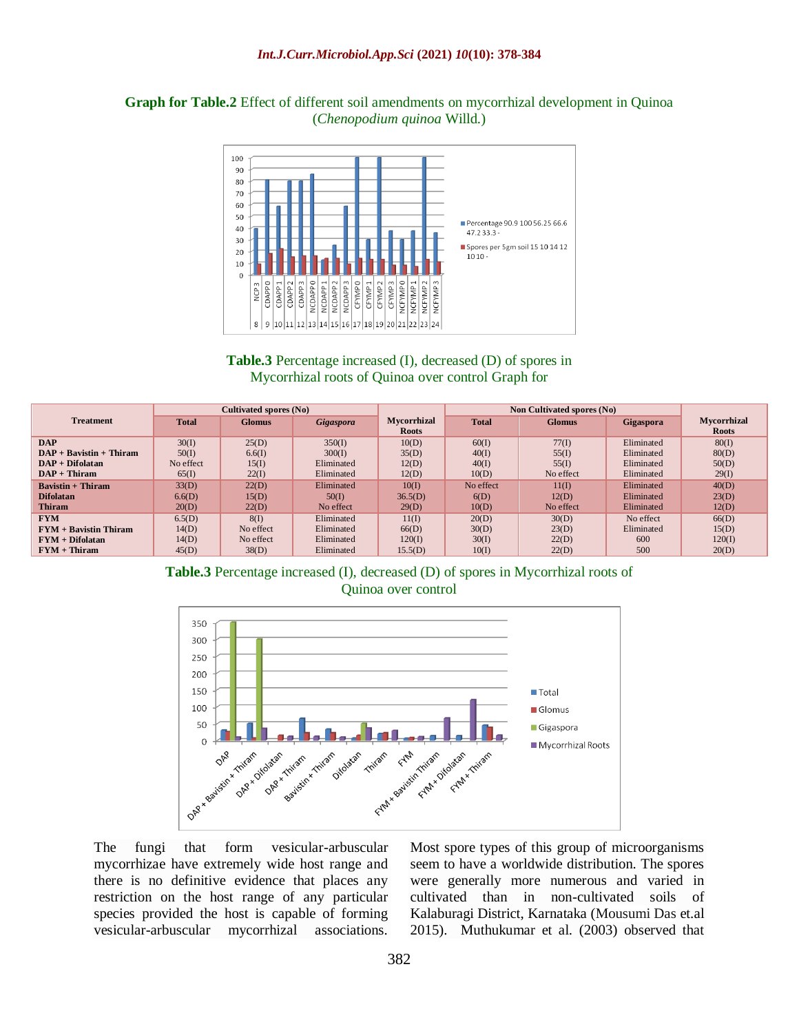**Graph for Table.2** Effect of different soil amendments on mycorrhizal development in Quinoa (*Chenopodium quinoa* Willd.)

**Table.3** Percentage increased (I), decreased (D) of spores in Mycorrhizal roots of Quinoa over control Graph for

| Treatment | Cultivated spores (No) | | | Mycorrhizal Roots | Non Cultivated spores (No) | | | Mycorrhizal Roots |
|---|---|---|---|---|---|---|---|---|
| | Total | Glomus | *Gigaspora* | | Total | Glomus | Gigaspora | |
| **DAP** | 30(I) | 25(D) | 350(I) | 10(D) | 60(I) | 77(I) | Eliminated | 80(I) |
| **DAP + Bavistin + Thiram** | 50(I) | 6.6(I) | 300(I) | 35(D) | 40(I) | 55(I) | Eliminated | 80(D) |
| **DAP + Difolatan** | No effect | 15(I) | Eliminated | 12(D) | 40(I) | 55(I) | Eliminated | 50(D) |
| **DAP + Thiram** | 65(I) | 22(I) | Eliminated | 12(D) | 10(D) | No effect | Eliminated | 29(I) |
| **Bavistin + Thiram** | 33(D) | 22(D) | Eliminated | 10(I) | No effect | 11(I) | Eliminated | 40(D) |
| **Difolatan** | 6.6(D) | 15(D) | 50(I) | 36.5(D) | 6(D) | 12(D) | Eliminated | 23(D) |
| **Thiram** | 20(D) | 22(D) | No effect | 29(D) | 10(D) | No effect | Eliminated | 12(D) |
| **FYM** | 6.5(D) | 8(I) | Eliminated | 11(I) | 20(D) | 30(D) | No effect | 66(D) |
| **FYM + Bavistin Thiram** | 14(D) | No effect | Eliminated | 66(D) | 30(D) | 23(D) | Eliminated | 15(D) |
| **FYM + Difolatan** | 14(D) | No effect | Eliminated | 120(I) | 30(I) | 22(D) | 600 | 120(I) |
| **FYM + Thiram** | 45(D) | 38(D) | Eliminated | 15.5(D) | 10(I) | 22(D) | 500 | 20(D) |

**Table.3** Percentage increased (I), decreased (D) of spores in Mycorrhizal roots of Quinoa over control

The fungi that form vesicular-arbuscular mycorrhizae have extremely wide host range and there is no definitive evidence that places any restriction on the host range of any particular species provided the host is capable of forming vesicular-arbuscular mycorrhizal associations. Most spore types of this group of microorganisms seem to have a worldwide distribution. The spores were generally more numerous and varied in cultivated than in non-cultivated soils of Kalaburagi District, Karnataka (Mousumi Das et.al 2015). Muthukumar et al. (2003) observed that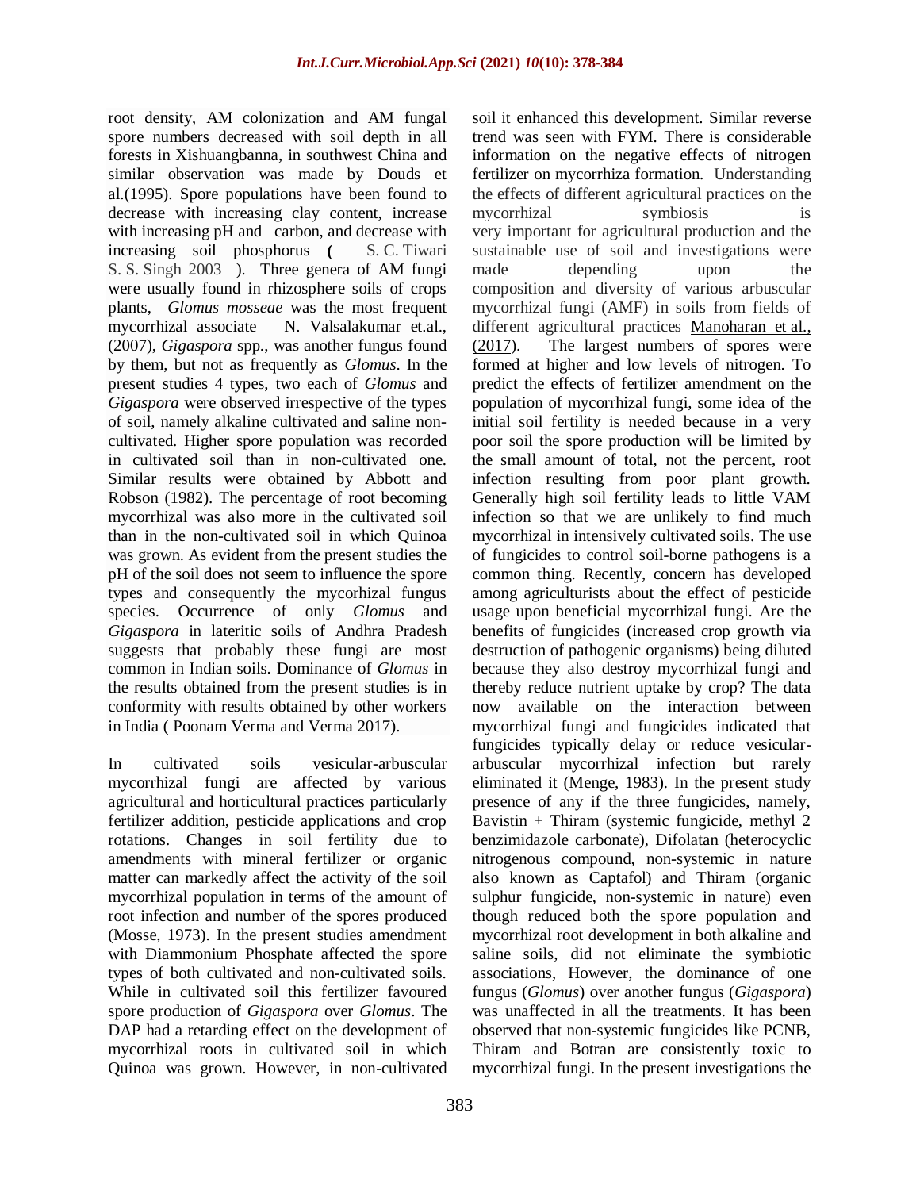root density, AM colonization and AM fungal spore numbers decreased with soil depth in all forests in Xishuangbanna, in southwest China and similar observation was made by Douds et al.(1995). Spore populations have been found to decrease with increasing clay content, increase with increasing pH and carbon, and decrease with increasing soil phosphorus ( S. C. Tiwari S. S. Singh 2003 ). Three genera of AM fungi were usually found in rhizosphere soils of crops plants, *Glomus mosseae* was the most frequent mycorrhizal associate N. Valsalakumar et.al., (2007), *Gigaspora* spp., was another fungus found by them, but not as frequently as *Glomus*. In the present studies 4 types, two each of *Glomus* and *Gigaspora* were observed irrespective of the types of soil, namely alkaline cultivated and saline non-cultivated. Higher spore population was recorded in cultivated soil than in non-cultivated one. Similar results were obtained by Abbott and Robson (1982). The percentage of root becoming mycorrhizal was also more in the cultivated soil than in the non-cultivated soil in which Quinoa was grown. As evident from the present studies the pH of the soil does not seem to influence the spore types and consequently the mycorhizal fungus species. Occurrence of only *Glomus* and *Gigaspora* in lateritic soils of Andhra Pradesh suggests that probably these fungi are most common in Indian soils. Dominance of *Glomus* in the results obtained from the present studies is in conformity with results obtained by other workers in India ( Poonam Verma and Verma 2017).

In cultivated soils vesicular-arbuscular mycorrhizal fungi are affected by various agricultural and horticultural practices particularly fertilizer addition, pesticide applications and crop rotations. Changes in soil fertility due to amendments with mineral fertilizer or organic matter can markedly affect the activity of the soil mycorrhizal population in terms of the amount of root infection and number of the spores produced (Mosse, 1973). In the present studies amendment with Diammonium Phosphate affected the spore types of both cultivated and non-cultivated soils. While in cultivated soil this fertilizer favoured spore production of *Gigaspora* over *Glomus*. The DAP had a retarding effect on the development of mycorrhizal roots in cultivated soil in which Quinoa was grown. However, in non-cultivated soil it enhanced this development. Similar reverse trend was seen with FYM. There is considerable information on the negative effects of nitrogen fertilizer on mycorrhiza formation. Understanding the effects of different agricultural practices on the mycorrhizal symbiosis is very important for agricultural production and the sustainable use of soil and investigations were made depending upon the composition and diversity of various arbuscular mycorrhizal fungi (AMF) in soils from fields of different agricultural practices Manoharan et al., (2017). The largest numbers of spores were formed at higher and low levels of nitrogen. To predict the effects of fertilizer amendment on the population of mycorrhizal fungi, some idea of the initial soil fertility is needed because in a very poor soil the spore production will be limited by the small amount of total, not the percent, root infection resulting from poor plant growth. Generally high soil fertility leads to little VAM infection so that we are unlikely to find much mycorrhizal in intensively cultivated soils. The use of fungicides to control soil-borne pathogens is a common thing. Recently, concern has developed among agriculturists about the effect of pesticide usage upon beneficial mycorrhizal fungi. Are the benefits of fungicides (increased crop growth via destruction of pathogenic organisms) being diluted because they also destroy mycorrhizal fungi and thereby reduce nutrient uptake by crop? The data now available on the interaction between mycorrhizal fungi and fungicides indicated that fungicides typically delay or reduce vesicular-arbuscular mycorrhizal infection but rarely eliminated it (Menge, 1983). In the present study presence of any if the three fungicides, namely, Bavistin + Thiram (systemic fungicide, methyl 2 benzimidazole carbonate), Difolatan (heterocyclic nitrogenous compound, non-systemic in nature also known as Captafol) and Thiram (organic sulphur fungicide, non-systemic in nature) even though reduced both the spore population and mycorrhizal root development in both alkaline and saline soils, did not eliminate the symbiotic associations, However, the dominance of one fungus (*Glomus*) over another fungus (*Gigaspora*) was unaffected in all the treatments. It has been observed that non-systemic fungicides like PCNB, Thiram and Botran are consistently toxic to mycorrhizal fungi. In the present investigations the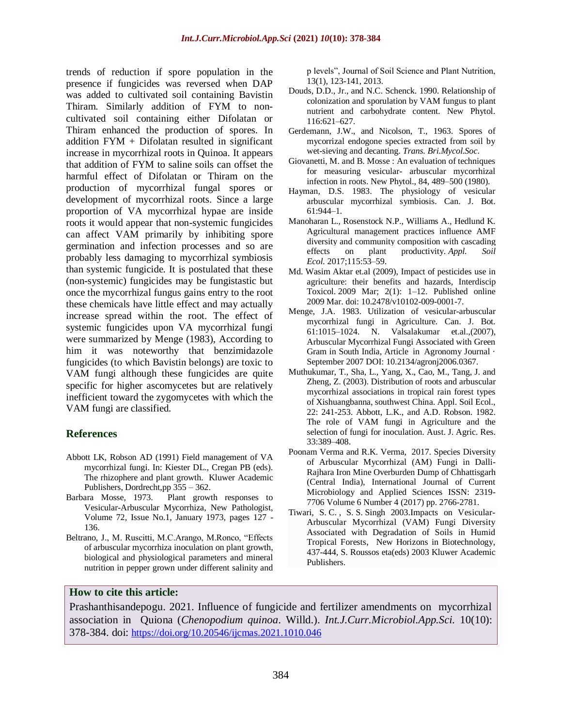trends of reduction if spore population in the presence if fungicides was reversed when DAP was added to cultivated soil containing Bavistin Thiram. Similarly addition of FYM to non-cultivated soil containing either Difolatan or Thiram enhanced the production of spores. In addition FYM + Difolatan resulted in significant increase in mycorrhizal roots in Quinoa. It appears that addition of FYM to saline soils can offset the harmful effect of Difolatan or Thiram on the production of mycorrhizal fungal spores or development of mycorrhizal roots. Since a large proportion of VA mycorrhizal hypae are inside roots it would appear that non-systemic fungicides can affect VAM primarily by inhibiting spore germination and infection processes and so are probably less damaging to mycorrhizal symbiosis than systemic fungicide. It is postulated that these (non-systemic) fungicides may be fungistastic but once the mycorrhizal fungus gains entry to the root these chemicals have little effect and may actually increase spread within the root. The effect of systemic fungicides upon VA mycorrhizal fungi were summarized by Menge (1983), According to him it was noteworthy that benzimidazole fungicides (to which Bavistin belongs) are toxic to VAM fungi although these fungicides are quite specific for higher ascomycetes but are relatively inefficient toward the zygomycetes with which the VAM fungi are classified.

## References

Abbott LK, Robson AD (1991) Field management of VA mycorrhizal fungi. In: Kiester DL., Cregan PB (eds). The rhizophere and plant growth. Kluwer Academic Publishers, Dordrecht,pp 355 – 362.

Barbara Mosse, 1973. Plant growth responses to Vesicular-Arbuscular Mycorrhiza, New Pathologist, Volume 72, Issue No.1, January 1973, pages 127 - 136.

Beltrano, J., M. Ruscitti, M.C.Arango, M.Ronco, "Effects of arbuscular mycorrhiza inoculation on plant growth, biological and physiological parameters and mineral nutrition in pepper grown under different salinity and p levels", Journal of Soil Science and Plant Nutrition, 13(1), 123-141, 2013.

Douds, D.D., Jr., and N.C. Schenck. 1990. Relationship of colonization and sporulation by VAM fungus to plant nutrient and carbohydrate content. New Phytol. 116:621–627.

Gerdemann, J.W., and Nicolson, T., 1963. Spores of mycorrizal endogone species extracted from soil by wet-sieving and decanting. *Trans. Bri.Mycol.Soc.*

Giovanetti, M. and B. Mosse : An evaluation of techniques for measuring vesicular- arbuscular mycorrhizal infection in roots. New Phytol., 84, 489–500 (1980).

Hayman, D.S. 1983. The physiology of vesicular arbuscular mycorrhizal symbiosis. Can. J. Bot. 61:944–1.

Manoharan L., Rosenstock N.P., Williams A., Hedlund K. Agricultural management practices influence AMF diversity and community composition with cascading effects on plant productivity. *Appl. Soil Ecol.* 2017;115:53–59.

Md. Wasim Aktar et.al (2009), Impact of pesticides use in agriculture: their benefits and hazards, Interdiscip Toxicol. 2009 Mar; 2(1): 1–12. Published online 2009 Mar. doi: 10.2478/v10102-009-0001-7.

Menge, J.A. 1983. Utilization of vesicular-arbuscular mycorrhizal fungi in Agriculture. Can. J. Bot. 61:1015–1024. N. Valsalakumar et.al.,(2007), Arbuscular Mycorrhizal Fungi Associated with Green Gram in South India, Article in Agronomy Journal · September 2007 DOI: 10.2134/agronj2006.0367.

Muthukumar, T., Sha, L., Yang, X., Cao, M., Tang, J. and Zheng, Z. (2003). Distribution of roots and arbuscular mycorrhizal associations in tropical rain forest types of Xishuangbanna, southwest China. Appl. Soil Ecol., 22: 241-253. Abbott, L.K., and A.D. Robson. 1982. The role of VAM fungi in Agriculture and the selection of fungi for inoculation. Aust. J. Agric. Res. 33:389–408.

Poonam Verma and R.K. Verma, 2017. Species Diversity of Arbuscular Mycorrhizal (AM) Fungi in Dalli-Rajhara Iron Mine Overburden Dump of Chhattisgarh (Central India), International Journal of Current Microbiology and Applied Sciences ISSN: 2319-7706 Volume 6 Number 4 (2017) pp. 2766-2781.

Tiwari, S. C. , S. S. Singh 2003.Impacts on Vesicular-Arbuscular Mycorrhizal (VAM) Fungi Diversity Associated with Degradation of Soils in Humid Tropical Forests, New Horizons in Biotechnology, 437-444, S. Roussos eta(eds) 2003 Kluwer Academic Publishers.

**How to cite this article:**

Prashanthisandepogu. 2021. Influence of fungicide and fertilizer amendments on mycorrhizal association in Quiona (*Chenopodium quinoa*. Willd.). *Int.J.Curr.Microbiol.App.Sci.* 10(10): 378-384. doi: https://doi.org/10.20546/ijcmas.2021.1010.046